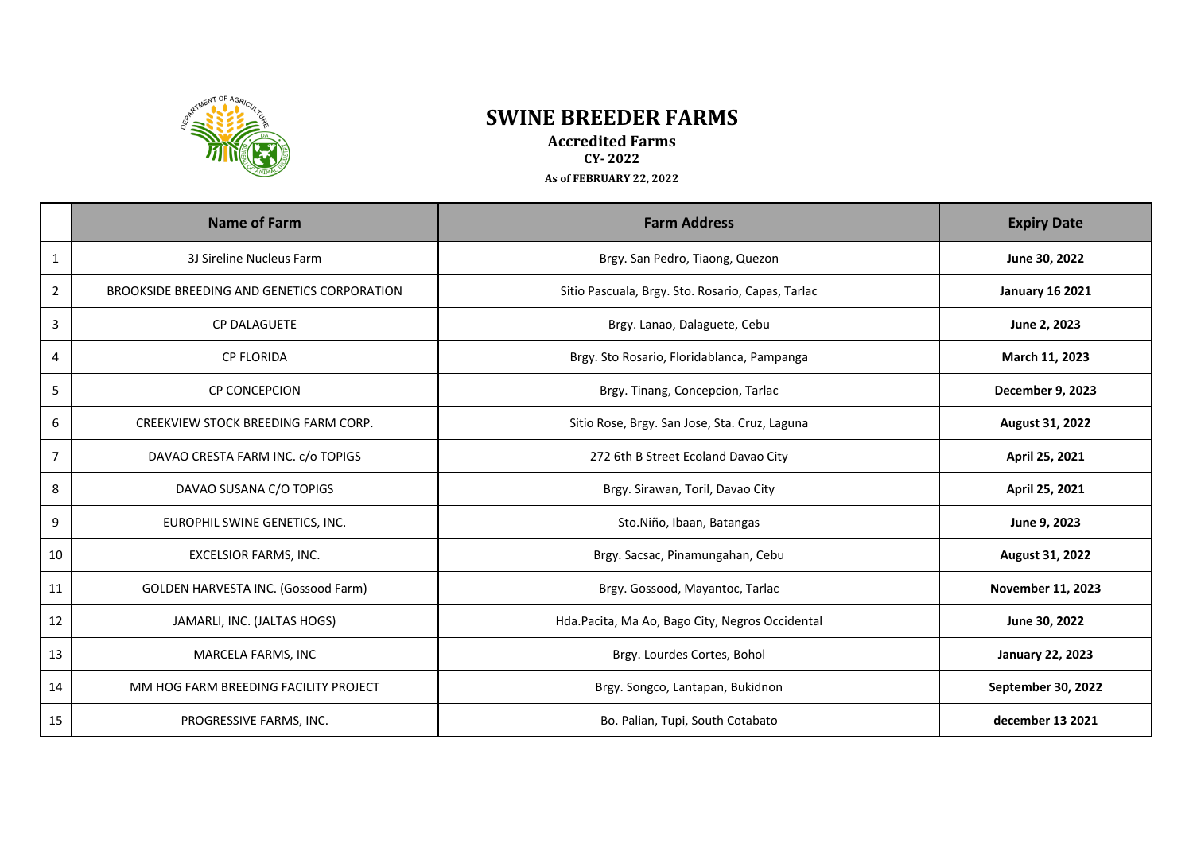# SWINE BREEDER FARMS

## Accredited Farms

**CY- 2022**

**As of FEBRUARY 22, 2022**

| | Name of Farm | Farm Address | Expiry Date |
|---|---|---|---|
| 1 | 3J Sireline Nucleus Farm | Brgy. San Pedro, Tiaong, Quezon | **June 30, 2022** |
| 2 | BROOKSIDE BREEDING AND GENETICS CORPORATION | Sitio Pascuala, Brgy. Sto. Rosario, Capas, Tarlac | **January 16 2021** |
| 3 | CP DALAGUETE | Brgy. Lanao, Dalaguete, Cebu | **June 2, 2023** |
| 4 | CP FLORIDA | Brgy. Sto Rosario, Floridablanca, Pampanga | **March 11, 2023** |
| 5 | CP CONCEPCION | Brgy. Tinang, Concepcion, Tarlac | **December 9, 2023** |
| 6 | CREEKVIEW STOCK BREEDING FARM CORP. | Sitio Rose, Brgy. San Jose, Sta. Cruz, Laguna | **August 31, 2022** |
| 7 | DAVAO CRESTA FARM INC. c/o TOPIGS | 272 6th B Street Ecoland Davao City | **April 25, 2021** |
| 8 | DAVAO SUSANA C/O TOPIGS | Brgy. Sirawan, Toril, Davao City | **April 25, 2021** |
| 9 | EUROPHIL SWINE GENETICS, INC. | Sto.Niño, Ibaan, Batangas | **June 9, 2023** |
| 10 | EXCELSIOR FARMS, INC. | Brgy. Sacsac, Pinamungahan, Cebu | **August 31, 2022** |
| 11 | GOLDEN HARVESTA INC. (Gossood Farm) | Brgy. Gossood, Mayantoc, Tarlac | **November 11, 2023** |
| 12 | JAMARLI, INC. (JALTAS HOGS) | Hda.Pacita, Ma Ao, Bago City, Negros Occidental | **June 30, 2022** |
| 13 | MARCELA FARMS, INC | Brgy. Lourdes Cortes, Bohol | **January 22, 2023** |
| 14 | MM HOG FARM BREEDING FACILITY PROJECT | Brgy. Songco, Lantapan, Bukidnon | **September 30, 2022** |
| 15 | PROGRESSIVE FARMS, INC. | Bo. Palian, Tupi, South Cotabato | **december 13 2021** |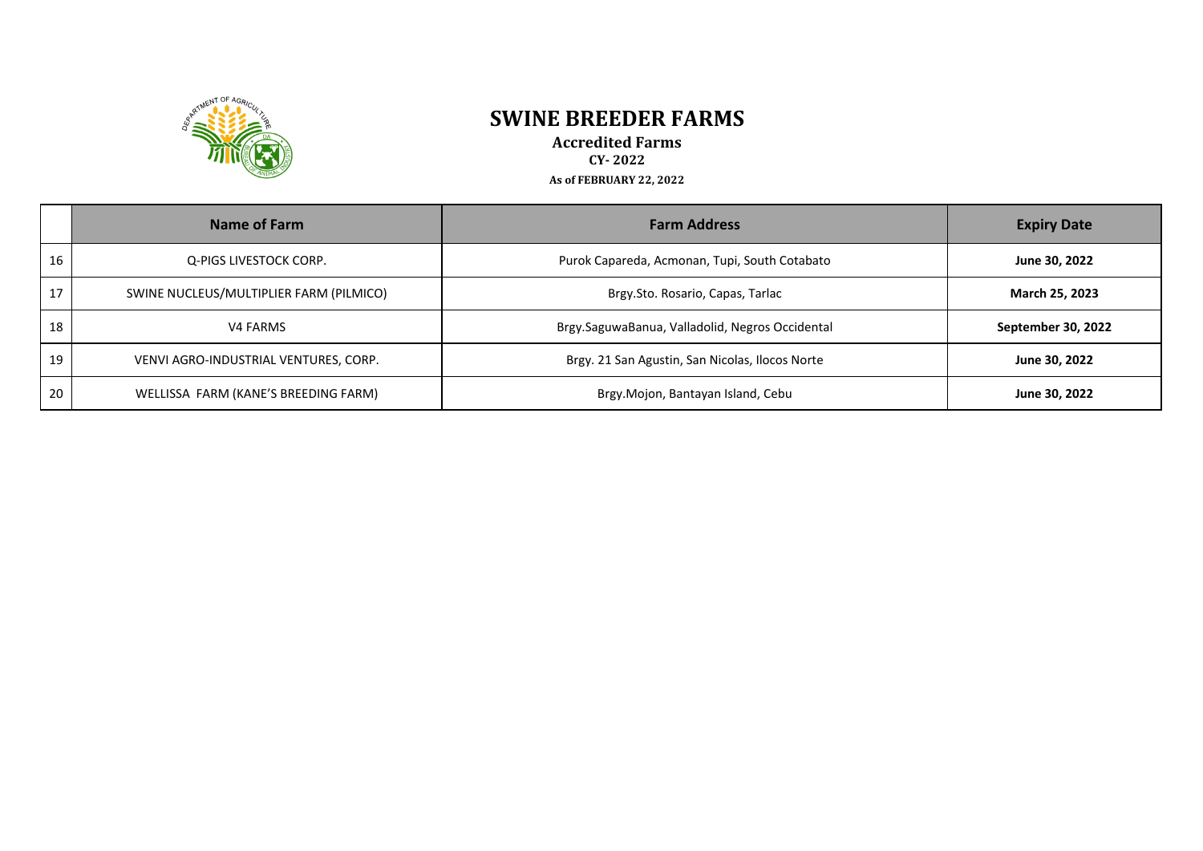# SWINE BREEDER FARMS

**Accredited Farms**

**CY- 2022**

**As of FEBRUARY 22, 2022**

| | Name of Farm | Farm Address | Expiry Date |
|---|---|---|---|
| 16 | Q-PIGS LIVESTOCK CORP. | Purok Capareda, Acmonan, Tupi, South Cotabato | **June 30, 2022** |
| 17 | SWINE NUCLEUS/MULTIPLIER FARM (PILMICO) | Brgy.Sto. Rosario, Capas, Tarlac | **March 25, 2023** |
| 18 | V4 FARMS | Brgy.SaguwaBanua, Valladolid, Negros Occidental | **September 30, 2022** |
| 19 | VENVI AGRO-INDUSTRIAL VENTURES, CORP. | Brgy. 21 San Agustin, San Nicolas, Ilocos Norte | **June 30, 2022** |
| 20 | WELLISSA FARM (KANE'S BREEDING FARM) | Brgy.Mojon, Bantayan Island, Cebu | **June 30, 2022** |